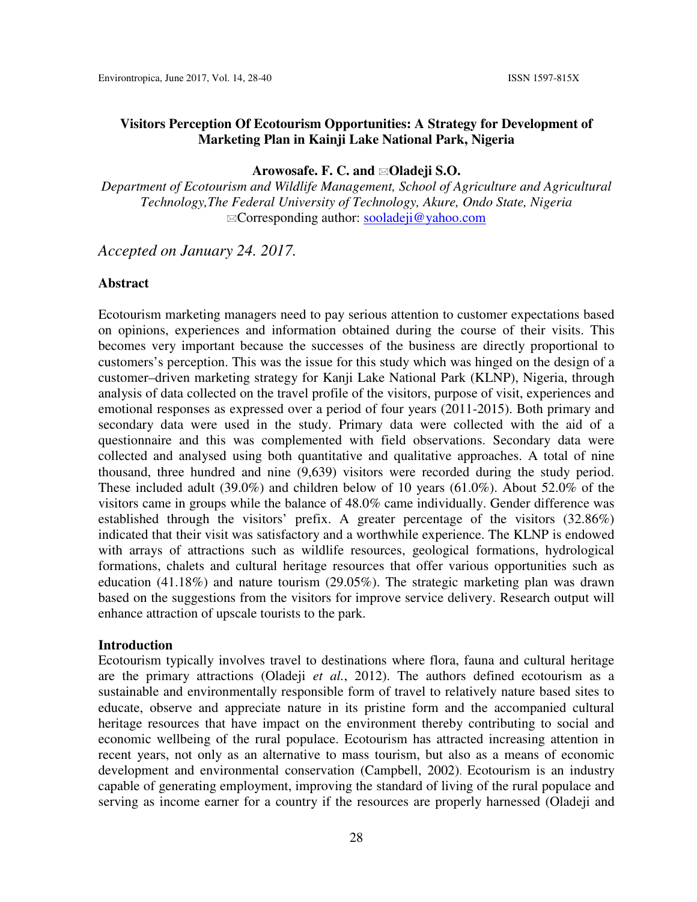# Visitors Perception Of Ecotourism Opportunities: A Strategy for Development of Marketing Plan in Kainji Lake National Park, Nigeria

**Arowosafe. F. C. and ✉Oladeji S.O.**

*Department of Ecotourism and Wildlife Management, School of Agriculture and Agricultural Technology,The Federal University of Technology, Akure, Ondo State, Nigeria*
✉Corresponding author: sooladeji@yahoo.com

*Accepted on January 24. 2017.*

## Abstract

Ecotourism marketing managers need to pay serious attention to customer expectations based on opinions, experiences and information obtained during the course of their visits. This becomes very important because the successes of the business are directly proportional to customers's perception. This was the issue for this study which was hinged on the design of a customer–driven marketing strategy for Kanji Lake National Park (KLNP), Nigeria, through analysis of data collected on the travel profile of the visitors, purpose of visit, experiences and emotional responses as expressed over a period of four years (2011-2015). Both primary and secondary data were used in the study. Primary data were collected with the aid of a questionnaire and this was complemented with field observations. Secondary data were collected and analysed using both quantitative and qualitative approaches. A total of nine thousand, three hundred and nine (9,639) visitors were recorded during the study period. These included adult (39.0%) and children below of 10 years (61.0%). About 52.0% of the visitors came in groups while the balance of 48.0% came individually. Gender difference was established through the visitors' prefix. A greater percentage of the visitors (32.86%) indicated that their visit was satisfactory and a worthwhile experience. The KLNP is endowed with arrays of attractions such as wildlife resources, geological formations, hydrological formations, chalets and cultural heritage resources that offer various opportunities such as education (41.18%) and nature tourism (29.05%). The strategic marketing plan was drawn based on the suggestions from the visitors for improve service delivery. Research output will enhance attraction of upscale tourists to the park.

## Introduction

Ecotourism typically involves travel to destinations where flora, fauna and cultural heritage are the primary attractions (Oladeji *et al.*, 2012). The authors defined ecotourism as a sustainable and environmentally responsible form of travel to relatively nature based sites to educate, observe and appreciate nature in its pristine form and the accompanied cultural heritage resources that have impact on the environment thereby contributing to social and economic wellbeing of the rural populace. Ecotourism has attracted increasing attention in recent years, not only as an alternative to mass tourism, but also as a means of economic development and environmental conservation (Campbell, 2002). Ecotourism is an industry capable of generating employment, improving the standard of living of the rural populace and serving as income earner for a country if the resources are properly harnessed (Oladeji and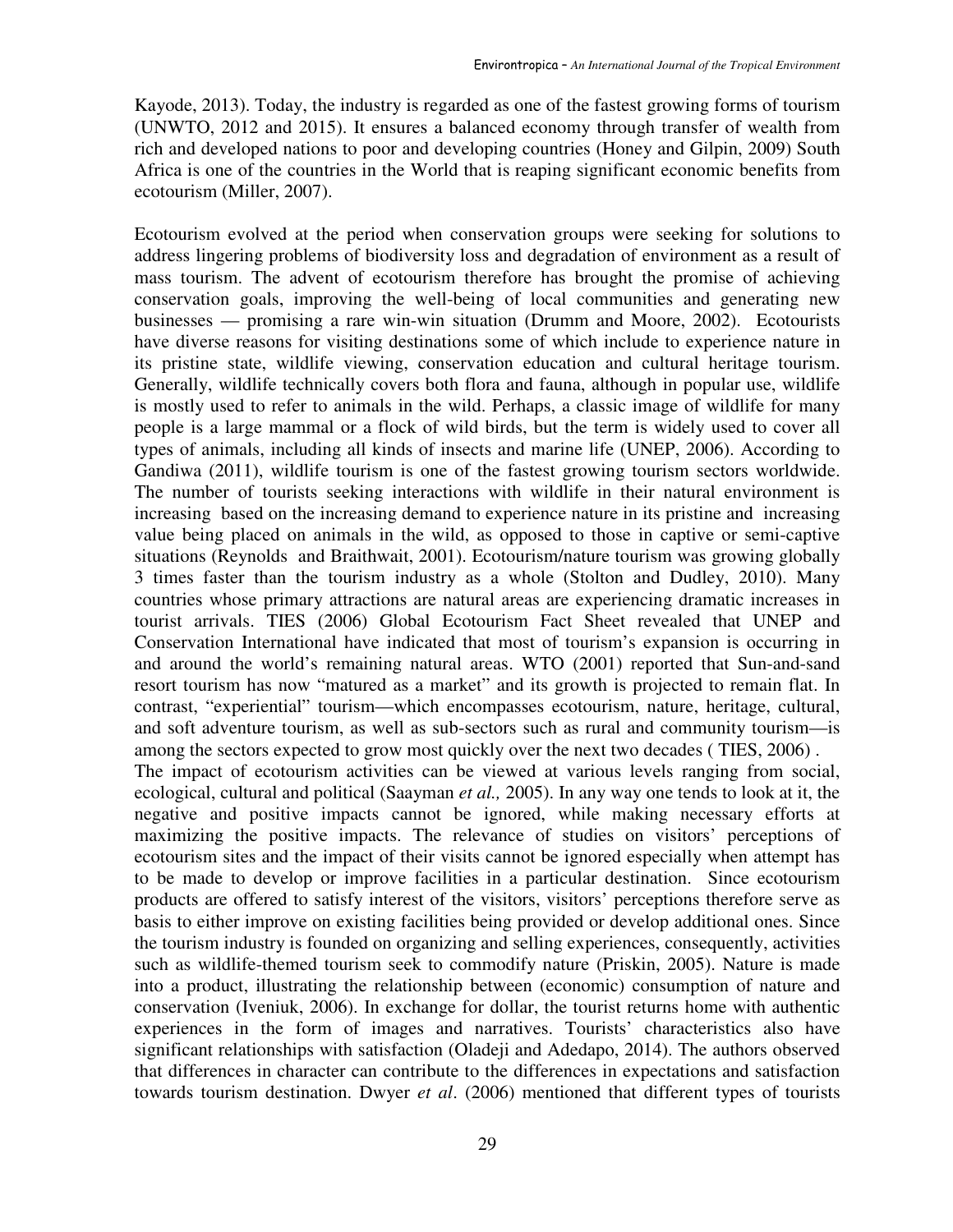Kayode, 2013). Today, the industry is regarded as one of the fastest growing forms of tourism (UNWTO, 2012 and 2015). It ensures a balanced economy through transfer of wealth from rich and developed nations to poor and developing countries (Honey and Gilpin, 2009) South Africa is one of the countries in the World that is reaping significant economic benefits from ecotourism (Miller, 2007).

Ecotourism evolved at the period when conservation groups were seeking for solutions to address lingering problems of biodiversity loss and degradation of environment as a result of mass tourism. The advent of ecotourism therefore has brought the promise of achieving conservation goals, improving the well-being of local communities and generating new businesses — promising a rare win-win situation (Drumm and Moore, 2002). Ecotourists have diverse reasons for visiting destinations some of which include to experience nature in its pristine state, wildlife viewing, conservation education and cultural heritage tourism. Generally, wildlife technically covers both flora and fauna, although in popular use, wildlife is mostly used to refer to animals in the wild. Perhaps, a classic image of wildlife for many people is a large mammal or a flock of wild birds, but the term is widely used to cover all types of animals, including all kinds of insects and marine life (UNEP, 2006). According to Gandiwa (2011), wildlife tourism is one of the fastest growing tourism sectors worldwide. The number of tourists seeking interactions with wildlife in their natural environment is increasing based on the increasing demand to experience nature in its pristine and increasing value being placed on animals in the wild, as opposed to those in captive or semi-captive situations (Reynolds and Braithwait, 2001). Ecotourism/nature tourism was growing globally 3 times faster than the tourism industry as a whole (Stolton and Dudley, 2010). Many countries whose primary attractions are natural areas are experiencing dramatic increases in tourist arrivals. TIES (2006) Global Ecotourism Fact Sheet revealed that UNEP and Conservation International have indicated that most of tourism's expansion is occurring in and around the world's remaining natural areas. WTO (2001) reported that Sun-and-sand resort tourism has now "matured as a market" and its growth is projected to remain flat. In contrast, "experiential" tourism—which encompasses ecotourism, nature, heritage, cultural, and soft adventure tourism, as well as sub-sectors such as rural and community tourism—is among the sectors expected to grow most quickly over the next two decades ( TIES, 2006) .

The impact of ecotourism activities can be viewed at various levels ranging from social, ecological, cultural and political (Saayman *et al.,* 2005). In any way one tends to look at it, the negative and positive impacts cannot be ignored, while making necessary efforts at maximizing the positive impacts. The relevance of studies on visitors' perceptions of ecotourism sites and the impact of their visits cannot be ignored especially when attempt has to be made to develop or improve facilities in a particular destination. Since ecotourism products are offered to satisfy interest of the visitors, visitors' perceptions therefore serve as basis to either improve on existing facilities being provided or develop additional ones. Since the tourism industry is founded on organizing and selling experiences, consequently, activities such as wildlife-themed tourism seek to commodify nature (Priskin, 2005). Nature is made into a product, illustrating the relationship between (economic) consumption of nature and conservation (Iveniuk, 2006). In exchange for dollar, the tourist returns home with authentic experiences in the form of images and narratives. Tourists' characteristics also have significant relationships with satisfaction (Oladeji and Adedapo, 2014). The authors observed that differences in character can contribute to the differences in expectations and satisfaction towards tourism destination. Dwyer *et al*. (2006) mentioned that different types of tourists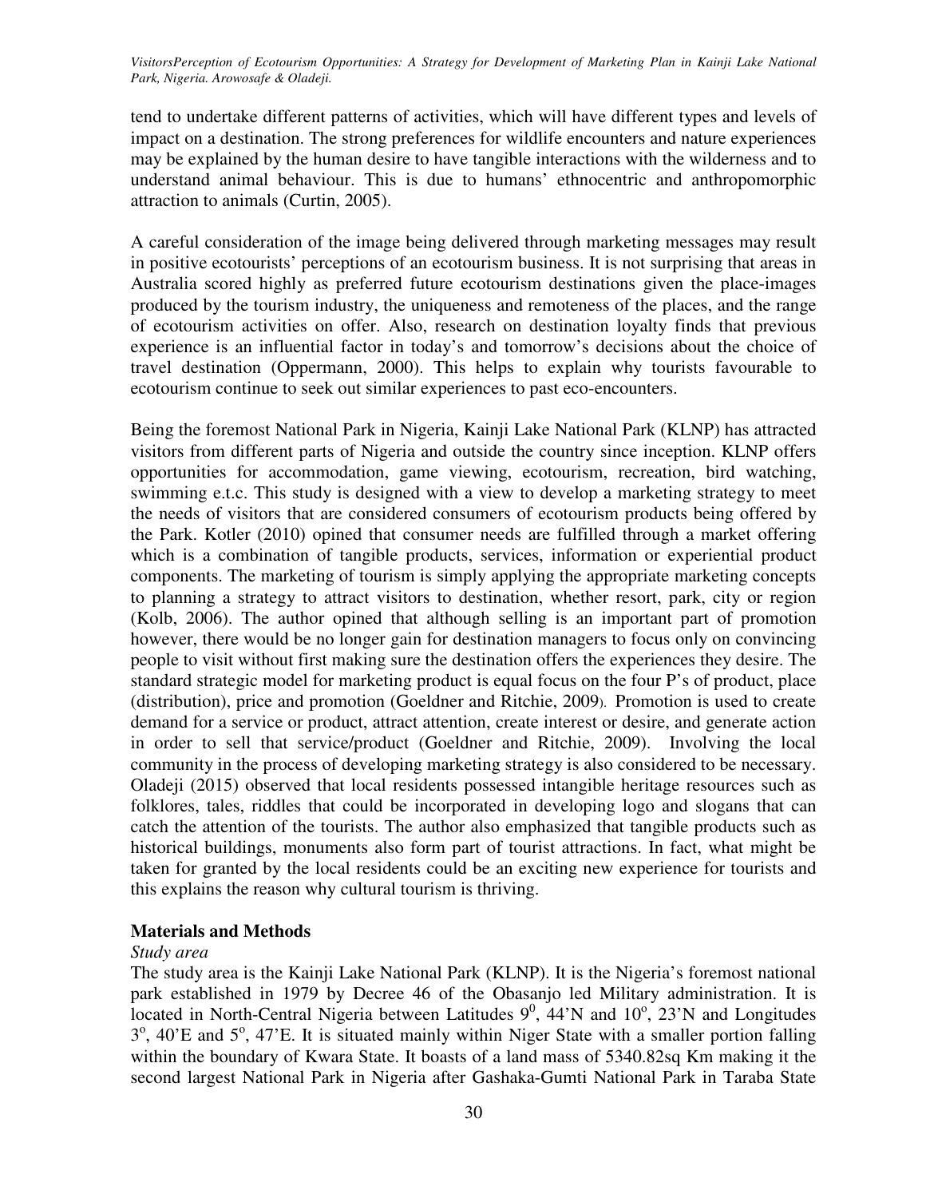tend to undertake different patterns of activities, which will have different types and levels of impact on a destination. The strong preferences for wildlife encounters and nature experiences may be explained by the human desire to have tangible interactions with the wilderness and to understand animal behaviour. This is due to humans' ethnocentric and anthropomorphic attraction to animals (Curtin, 2005).

A careful consideration of the image being delivered through marketing messages may result in positive ecotourists' perceptions of an ecotourism business. It is not surprising that areas in Australia scored highly as preferred future ecotourism destinations given the place-images produced by the tourism industry, the uniqueness and remoteness of the places, and the range of ecotourism activities on offer. Also, research on destination loyalty finds that previous experience is an influential factor in today's and tomorrow's decisions about the choice of travel destination (Oppermann, 2000). This helps to explain why tourists favourable to ecotourism continue to seek out similar experiences to past eco-encounters.

Being the foremost National Park in Nigeria, Kainji Lake National Park (KLNP) has attracted visitors from different parts of Nigeria and outside the country since inception. KLNP offers opportunities for accommodation, game viewing, ecotourism, recreation, bird watching, swimming e.t.c. This study is designed with a view to develop a marketing strategy to meet the needs of visitors that are considered consumers of ecotourism products being offered by the Park. Kotler (2010) opined that consumer needs are fulfilled through a market offering which is a combination of tangible products, services, information or experiential product components. The marketing of tourism is simply applying the appropriate marketing concepts to planning a strategy to attract visitors to destination, whether resort, park, city or region (Kolb, 2006). The author opined that although selling is an important part of promotion however, there would be no longer gain for destination managers to focus only on convincing people to visit without first making sure the destination offers the experiences they desire. The standard strategic model for marketing product is equal focus on the four P's of product, place (distribution), price and promotion (Goeldner and Ritchie, 2009). Promotion is used to create demand for a service or product, attract attention, create interest or desire, and generate action in order to sell that service/product (Goeldner and Ritchie, 2009). Involving the local community in the process of developing marketing strategy is also considered to be necessary. Oladeji (2015) observed that local residents possessed intangible heritage resources such as folklores, tales, riddles that could be incorporated in developing logo and slogans that can catch the attention of the tourists. The author also emphasized that tangible products such as historical buildings, monuments also form part of tourist attractions. In fact, what might be taken for granted by the local residents could be an exciting new experience for tourists and this explains the reason why cultural tourism is thriving.

## Materials and Methods

*Study area*

The study area is the Kainji Lake National Park (KLNP). It is the Nigeria's foremost national park established in 1979 by Decree 46 of the Obasanjo led Military administration. It is located in North-Central Nigeria between Latitudes $9^0$, 44'N and $10^o$, 23'N and Longitudes $3^o$, 40'E and $5^o$, 47'E. It is situated mainly within Niger State with a smaller portion falling within the boundary of Kwara State. It boasts of a land mass of 5340.82sq Km making it the second largest National Park in Nigeria after Gashaka-Gumti National Park in Taraba State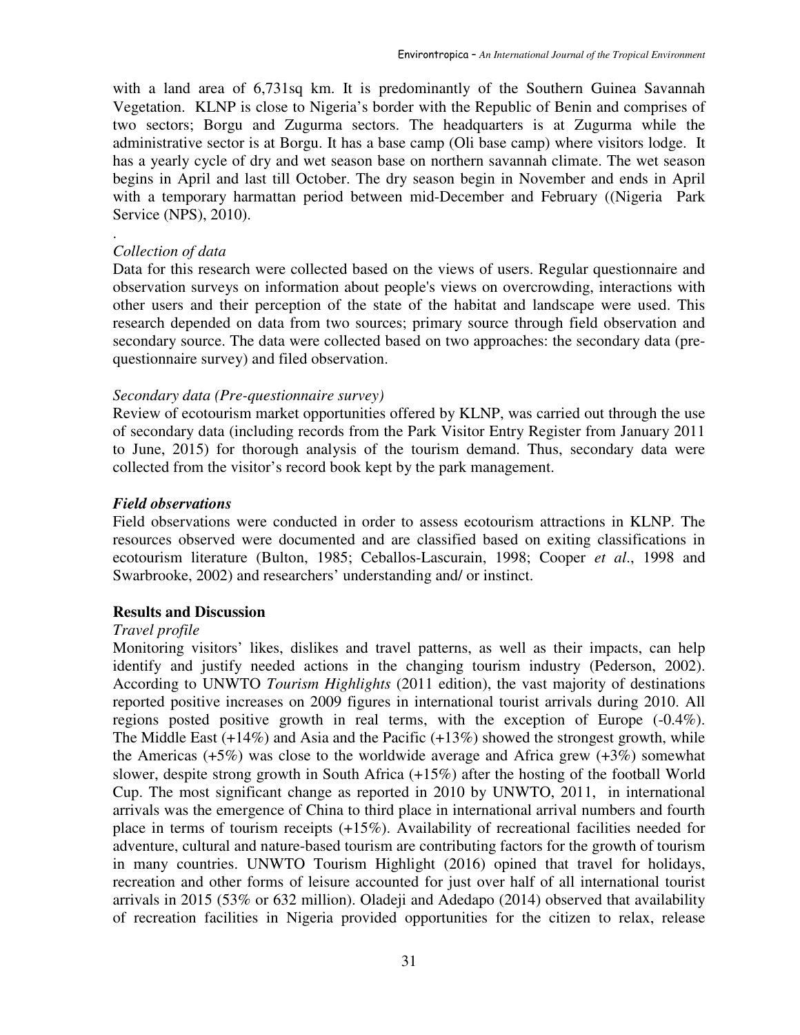with a land area of 6,731sq km. It is predominantly of the Southern Guinea Savannah Vegetation. KLNP is close to Nigeria's border with the Republic of Benin and comprises of two sectors; Borgu and Zugurma sectors. The headquarters is at Zugurma while the administrative sector is at Borgu. It has a base camp (Oli base camp) where visitors lodge. It has a yearly cycle of dry and wet season base on northern savannah climate. The wet season begins in April and last till October. The dry season begin in November and ends in April with a temporary harmattan period between mid-December and February ((Nigeria Park Service (NPS), 2010).

.

*Collection of data*

Data for this research were collected based on the views of users. Regular questionnaire and observation surveys on information about people's views on overcrowding, interactions with other users and their perception of the state of the habitat and landscape were used. This research depended on data from two sources; primary source through field observation and secondary source. The data were collected based on two approaches: the secondary data (pre-questionnaire survey) and filed observation.

*Secondary data (Pre-questionnaire survey)*

Review of ecotourism market opportunities offered by KLNP, was carried out through the use of secondary data (including records from the Park Visitor Entry Register from January 2011 to June, 2015) for thorough analysis of the tourism demand. Thus, secondary data were collected from the visitor's record book kept by the park management.

***Field observations***

Field observations were conducted in order to assess ecotourism attractions in KLNP. The resources observed were documented and are classified based on exiting classifications in ecotourism literature (Bulton, 1985; Ceballos-Lascurain, 1998; Cooper *et al*., 1998 and Swarbrooke, 2002) and researchers' understanding and/ or instinct.

## Results and Discussion

*Travel profile*

Monitoring visitors' likes, dislikes and travel patterns, as well as their impacts, can help identify and justify needed actions in the changing tourism industry (Pederson, 2002). According to UNWTO *Tourism Highlights* (2011 edition), the vast majority of destinations reported positive increases on 2009 figures in international tourist arrivals during 2010. All regions posted positive growth in real terms, with the exception of Europe (-0.4%). The Middle East (+14%) and Asia and the Pacific (+13%) showed the strongest growth, while the Americas (+5%) was close to the worldwide average and Africa grew (+3%) somewhat slower, despite strong growth in South Africa (+15%) after the hosting of the football World Cup. The most significant change as reported in 2010 by UNWTO, 2011, in international arrivals was the emergence of China to third place in international arrival numbers and fourth place in terms of tourism receipts (+15%). Availability of recreational facilities needed for adventure, cultural and nature-based tourism are contributing factors for the growth of tourism in many countries. UNWTO Tourism Highlight (2016) opined that travel for holidays, recreation and other forms of leisure accounted for just over half of all international tourist arrivals in 2015 (53% or 632 million). Oladeji and Adedapo (2014) observed that availability of recreation facilities in Nigeria provided opportunities for the citizen to relax, release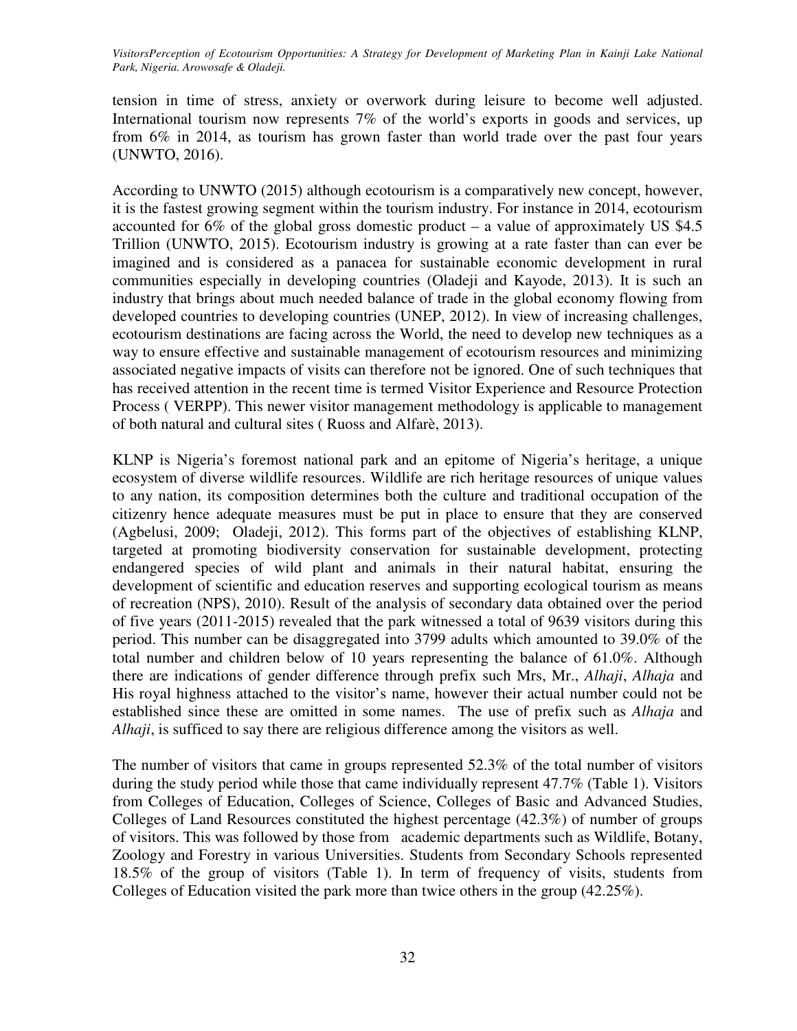tension in time of stress, anxiety or overwork during leisure to become well adjusted. International tourism now represents 7% of the world's exports in goods and services, up from 6% in 2014, as tourism has grown faster than world trade over the past four years (UNWTO, 2016).

According to UNWTO (2015) although ecotourism is a comparatively new concept, however, it is the fastest growing segment within the tourism industry. For instance in 2014, ecotourism accounted for 6% of the global gross domestic product – a value of approximately US $4.5 Trillion (UNWTO, 2015). Ecotourism industry is growing at a rate faster than can ever be imagined and is considered as a panacea for sustainable economic development in rural communities especially in developing countries (Oladeji and Kayode, 2013). It is such an industry that brings about much needed balance of trade in the global economy flowing from developed countries to developing countries (UNEP, 2012). In view of increasing challenges, ecotourism destinations are facing across the World, the need to develop new techniques as a way to ensure effective and sustainable management of ecotourism resources and minimizing associated negative impacts of visits can therefore not be ignored. One of such techniques that has received attention in the recent time is termed Visitor Experience and Resource Protection Process ( VERPP). This newer visitor management methodology is applicable to management of both natural and cultural sites ( Ruoss and Alfarè, 2013).

KLNP is Nigeria's foremost national park and an epitome of Nigeria's heritage, a unique ecosystem of diverse wildlife resources. Wildlife are rich heritage resources of unique values to any nation, its composition determines both the culture and traditional occupation of the citizenry hence adequate measures must be put in place to ensure that they are conserved (Agbelusi, 2009; Oladeji, 2012). This forms part of the objectives of establishing KLNP, targeted at promoting biodiversity conservation for sustainable development, protecting endangered species of wild plant and animals in their natural habitat, ensuring the development of scientific and education reserves and supporting ecological tourism as means of recreation (NPS), 2010). Result of the analysis of secondary data obtained over the period of five years (2011-2015) revealed that the park witnessed a total of 9639 visitors during this period. This number can be disaggregated into 3799 adults which amounted to 39.0% of the total number and children below of 10 years representing the balance of 61.0%. Although there are indications of gender difference through prefix such Mrs, Mr., *Alhaji*, *Alhaja* and His royal highness attached to the visitor's name, however their actual number could not be established since these are omitted in some names. The use of prefix such as *Alhaja* and *Alhaji*, is sufficed to say there are religious difference among the visitors as well.

The number of visitors that came in groups represented 52.3% of the total number of visitors during the study period while those that came individually represent 47.7% (Table 1). Visitors from Colleges of Education, Colleges of Science, Colleges of Basic and Advanced Studies, Colleges of Land Resources constituted the highest percentage (42.3%) of number of groups of visitors. This was followed by those from academic departments such as Wildlife, Botany, Zoology and Forestry in various Universities. Students from Secondary Schools represented 18.5% of the group of visitors (Table 1). In term of frequency of visits, students from Colleges of Education visited the park more than twice others in the group (42.25%).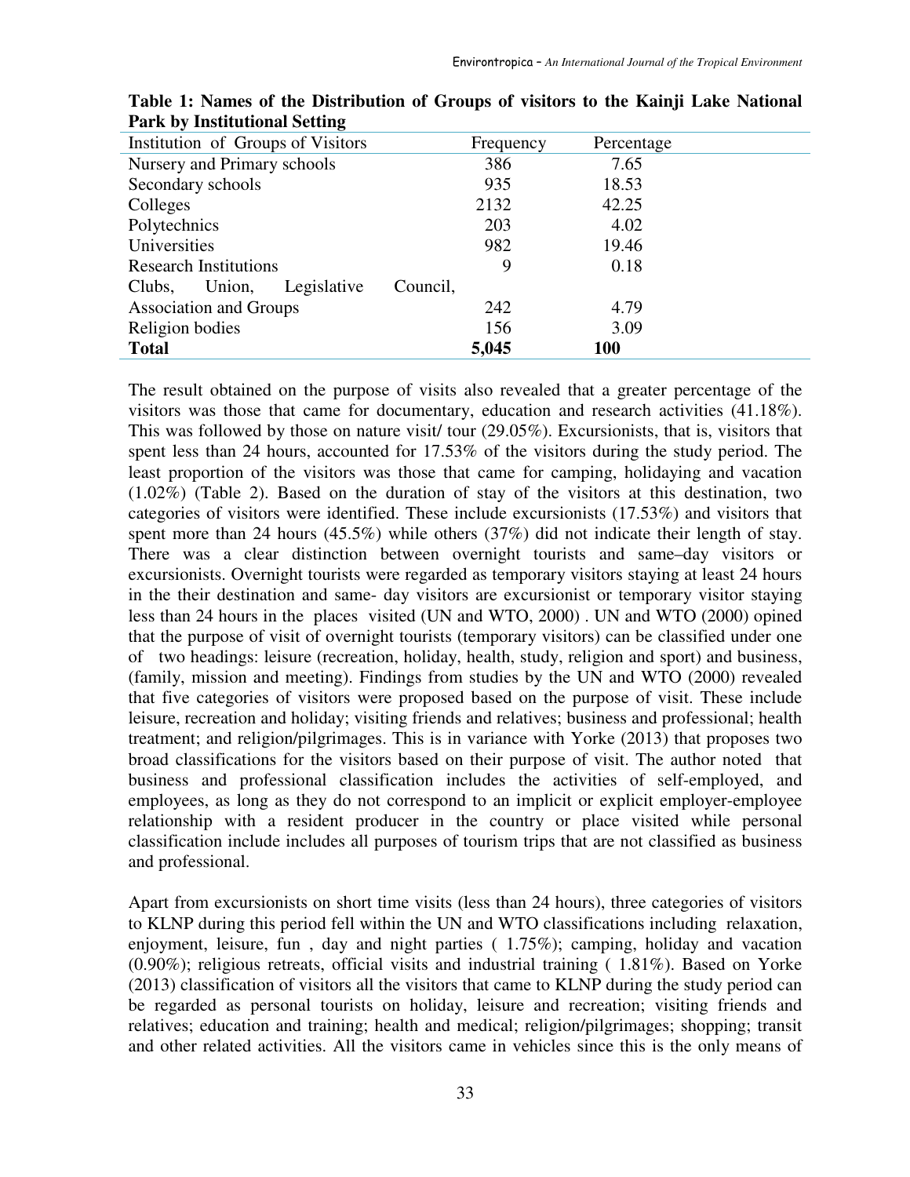**Table 1: Names of the Distribution of Groups of visitors to the Kainji Lake National Park by Institutional Setting**

| Institution of Groups of Visitors | Frequency | Percentage |
|---|---|---|
| Nursery and Primary schools | 386 | 7.65 |
| Secondary schools | 935 | 18.53 |
| Colleges | 2132 | 42.25 |
| Polytechnics | 203 | 4.02 |
| Universities | 982 | 19.46 |
| Research Institutions | 9 | 0.18 |
| Clubs, Union, Legislative Council, Association and Groups | 242 | 4.79 |
| Religion bodies | 156 | 3.09 |
| **Total** | **5,045** | **100** |

The result obtained on the purpose of visits also revealed that a greater percentage of the visitors was those that came for documentary, education and research activities (41.18%). This was followed by those on nature visit/ tour (29.05%). Excursionists, that is, visitors that spent less than 24 hours, accounted for 17.53% of the visitors during the study period. The least proportion of the visitors was those that came for camping, holidaying and vacation (1.02%) (Table 2). Based on the duration of stay of the visitors at this destination, two categories of visitors were identified. These include excursionists (17.53%) and visitors that spent more than 24 hours (45.5%) while others (37%) did not indicate their length of stay. There was a clear distinction between overnight tourists and same–day visitors or excursionists. Overnight tourists were regarded as temporary visitors staying at least 24 hours in the their destination and same- day visitors are excursionist or temporary visitor staying less than 24 hours in the places visited (UN and WTO, 2000) . UN and WTO (2000) opined that the purpose of visit of overnight tourists (temporary visitors) can be classified under one of two headings: leisure (recreation, holiday, health, study, religion and sport) and business, (family, mission and meeting). Findings from studies by the UN and WTO (2000) revealed that five categories of visitors were proposed based on the purpose of visit. These include leisure, recreation and holiday; visiting friends and relatives; business and professional; health treatment; and religion/pilgrimages. This is in variance with Yorke (2013) that proposes two broad classifications for the visitors based on their purpose of visit. The author noted that business and professional classification includes the activities of self-employed, and employees, as long as they do not correspond to an implicit or explicit employer-employee relationship with a resident producer in the country or place visited while personal classification include includes all purposes of tourism trips that are not classified as business and professional.

Apart from excursionists on short time visits (less than 24 hours), three categories of visitors to KLNP during this period fell within the UN and WTO classifications including relaxation, enjoyment, leisure, fun , day and night parties ( 1.75%); camping, holiday and vacation (0.90%); religious retreats, official visits and industrial training ( 1.81%). Based on Yorke (2013) classification of visitors all the visitors that came to KLNP during the study period can be regarded as personal tourists on holiday, leisure and recreation; visiting friends and relatives; education and training; health and medical; religion/pilgrimages; shopping; transit and other related activities. All the visitors came in vehicles since this is the only means of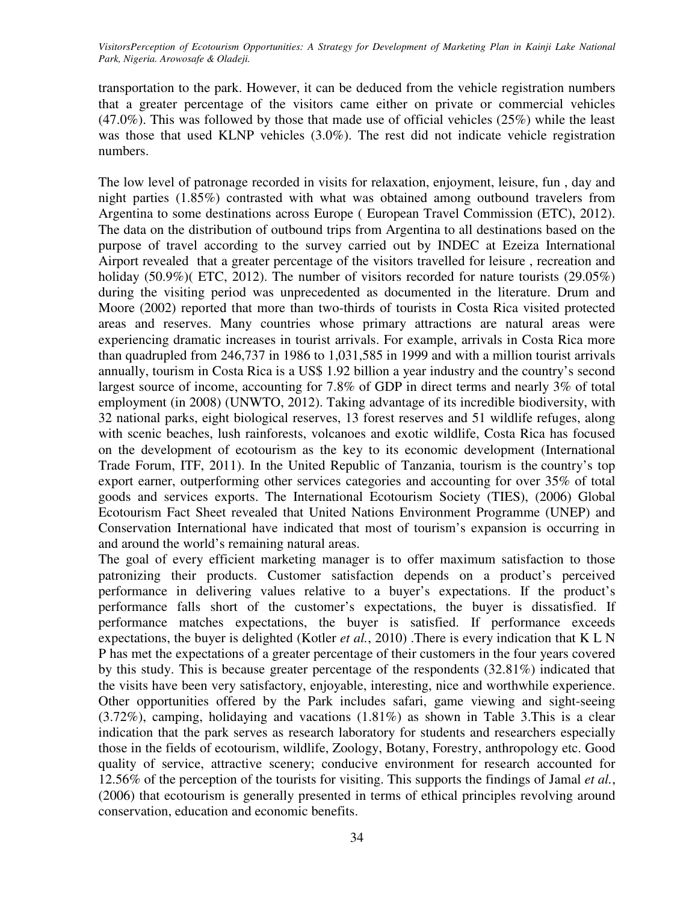transportation to the park. However, it can be deduced from the vehicle registration numbers that a greater percentage of the visitors came either on private or commercial vehicles (47.0%). This was followed by those that made use of official vehicles (25%) while the least was those that used KLNP vehicles (3.0%). The rest did not indicate vehicle registration numbers.

The low level of patronage recorded in visits for relaxation, enjoyment, leisure, fun , day and night parties (1.85%) contrasted with what was obtained among outbound travelers from Argentina to some destinations across Europe ( European Travel Commission (ETC), 2012). The data on the distribution of outbound trips from Argentina to all destinations based on the purpose of travel according to the survey carried out by INDEC at Ezeiza International Airport revealed that a greater percentage of the visitors travelled for leisure , recreation and holiday (50.9%)( ETC, 2012). The number of visitors recorded for nature tourists (29.05%) during the visiting period was unprecedented as documented in the literature. Drum and Moore (2002) reported that more than two-thirds of tourists in Costa Rica visited protected areas and reserves. Many countries whose primary attractions are natural areas were experiencing dramatic increases in tourist arrivals. For example, arrivals in Costa Rica more than quadrupled from 246,737 in 1986 to 1,031,585 in 1999 and with a million tourist arrivals annually, tourism in Costa Rica is a US$ 1.92 billion a year industry and the country's second largest source of income, accounting for 7.8% of GDP in direct terms and nearly 3% of total employment (in 2008) (UNWTO, 2012). Taking advantage of its incredible biodiversity, with 32 national parks, eight biological reserves, 13 forest reserves and 51 wildlife refuges, along with scenic beaches, lush rainforests, volcanoes and exotic wildlife, Costa Rica has focused on the development of ecotourism as the key to its economic development (International Trade Forum, ITF, 2011). In the United Republic of Tanzania, tourism is the country's top export earner, outperforming other services categories and accounting for over 35% of total goods and services exports. The International Ecotourism Society (TIES), (2006) Global Ecotourism Fact Sheet revealed that United Nations Environment Programme (UNEP) and Conservation International have indicated that most of tourism's expansion is occurring in and around the world's remaining natural areas.

The goal of every efficient marketing manager is to offer maximum satisfaction to those patronizing their products. Customer satisfaction depends on a product's perceived performance in delivering values relative to a buyer's expectations. If the product's performance falls short of the customer's expectations, the buyer is dissatisfied. If performance matches expectations, the buyer is satisfied. If performance exceeds expectations, the buyer is delighted (Kotler *et al.*, 2010) .There is every indication that K L N P has met the expectations of a greater percentage of their customers in the four years covered by this study. This is because greater percentage of the respondents (32.81%) indicated that the visits have been very satisfactory, enjoyable, interesting, nice and worthwhile experience. Other opportunities offered by the Park includes safari, game viewing and sight-seeing (3.72%), camping, holidaying and vacations (1.81%) as shown in Table 3.This is a clear indication that the park serves as research laboratory for students and researchers especially those in the fields of ecotourism, wildlife, Zoology, Botany, Forestry, anthropology etc. Good quality of service, attractive scenery; conducive environment for research accounted for 12.56% of the perception of the tourists for visiting. This supports the findings of Jamal *et al.*, (2006) that ecotourism is generally presented in terms of ethical principles revolving around conservation, education and economic benefits.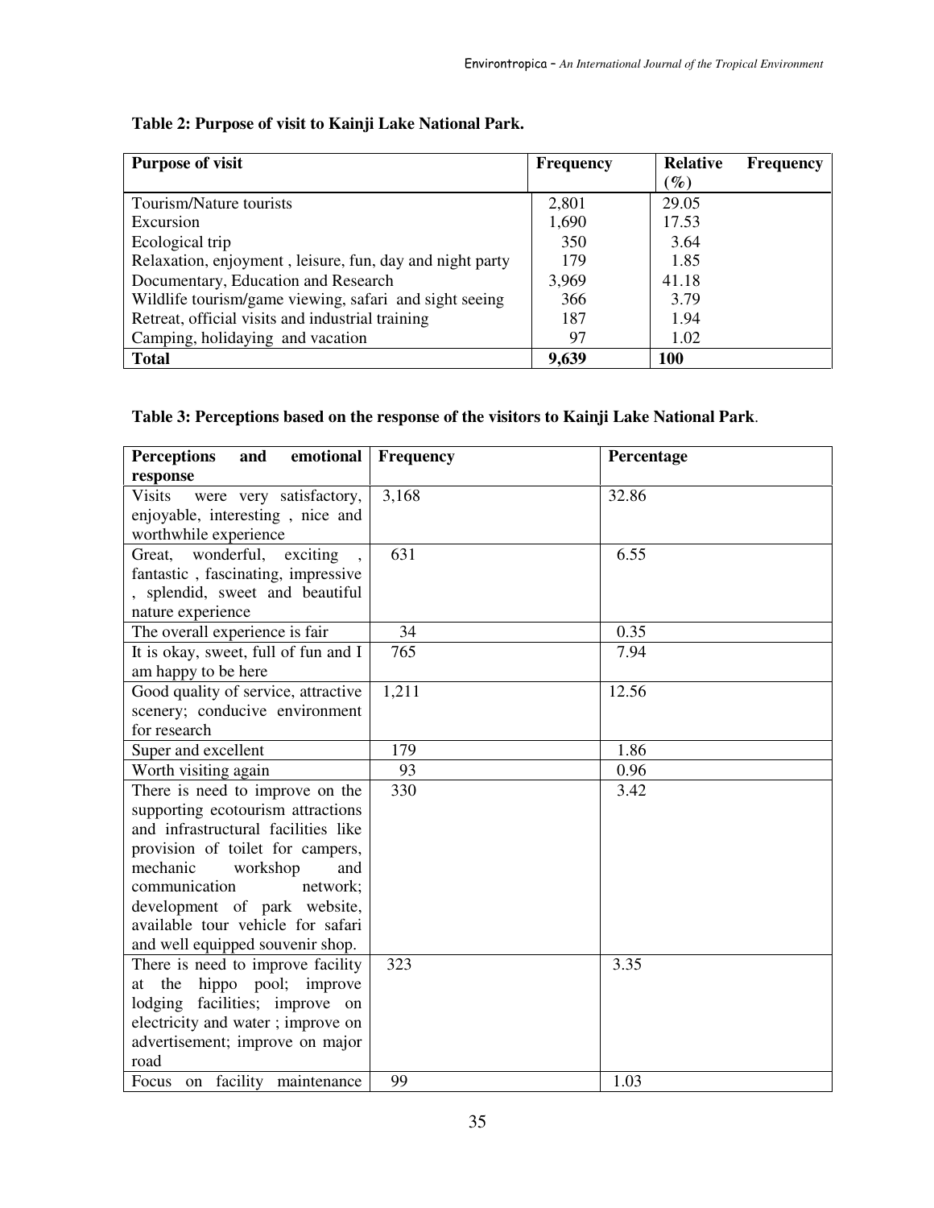**Table 2: Purpose of visit to Kainji Lake National Park.**

| Purpose of visit | Frequency | Relative Frequency (%) |
|---|---|---|
| Tourism/Nature tourists | 2,801 | 29.05 |
| Excursion | 1,690 | 17.53 |
| Ecological trip | 350 | 3.64 |
| Relaxation, enjoyment , leisure, fun, day and night party | 179 | 1.85 |
| Documentary, Education and Research | 3,969 | 41.18 |
| Wildlife tourism/game viewing, safari and sight seeing | 366 | 3.79 |
| Retreat, official visits and industrial training | 187 | 1.94 |
| Camping, holidaying and vacation | 97 | 1.02 |
| **Total** | **9,639** | **100** |

**Table 3: Perceptions based on the response of the visitors to Kainji Lake National Park**.

| Perceptions and emotional response | Frequency | Percentage |
|---|---|---|
| Visits were very satisfactory, enjoyable, interesting , nice and worthwhile experience | 3,168 | 32.86 |
| Great, wonderful, exciting , fantastic , fascinating, impressive , splendid, sweet and beautiful nature experience | 631 | 6.55 |
| The overall experience is fair | 34 | 0.35 |
| It is okay, sweet, full of fun and I am happy to be here | 765 | 7.94 |
| Good quality of service, attractive scenery; conducive environment for research | 1,211 | 12.56 |
| Super and excellent | 179 | 1.86 |
| Worth visiting again | 93 | 0.96 |
| There is need to improve on the supporting ecotourism attractions and infrastructural facilities like provision of toilet for campers, mechanic workshop and communication network; development of park website, available tour vehicle for safari and well equipped souvenir shop. | 330 | 3.42 |
| There is need to improve facility at the hippo pool; improve lodging facilities; improve on electricity and water ; improve on advertisement; improve on major road | 323 | 3.35 |
| Focus on facility maintenance | 99 | 1.03 |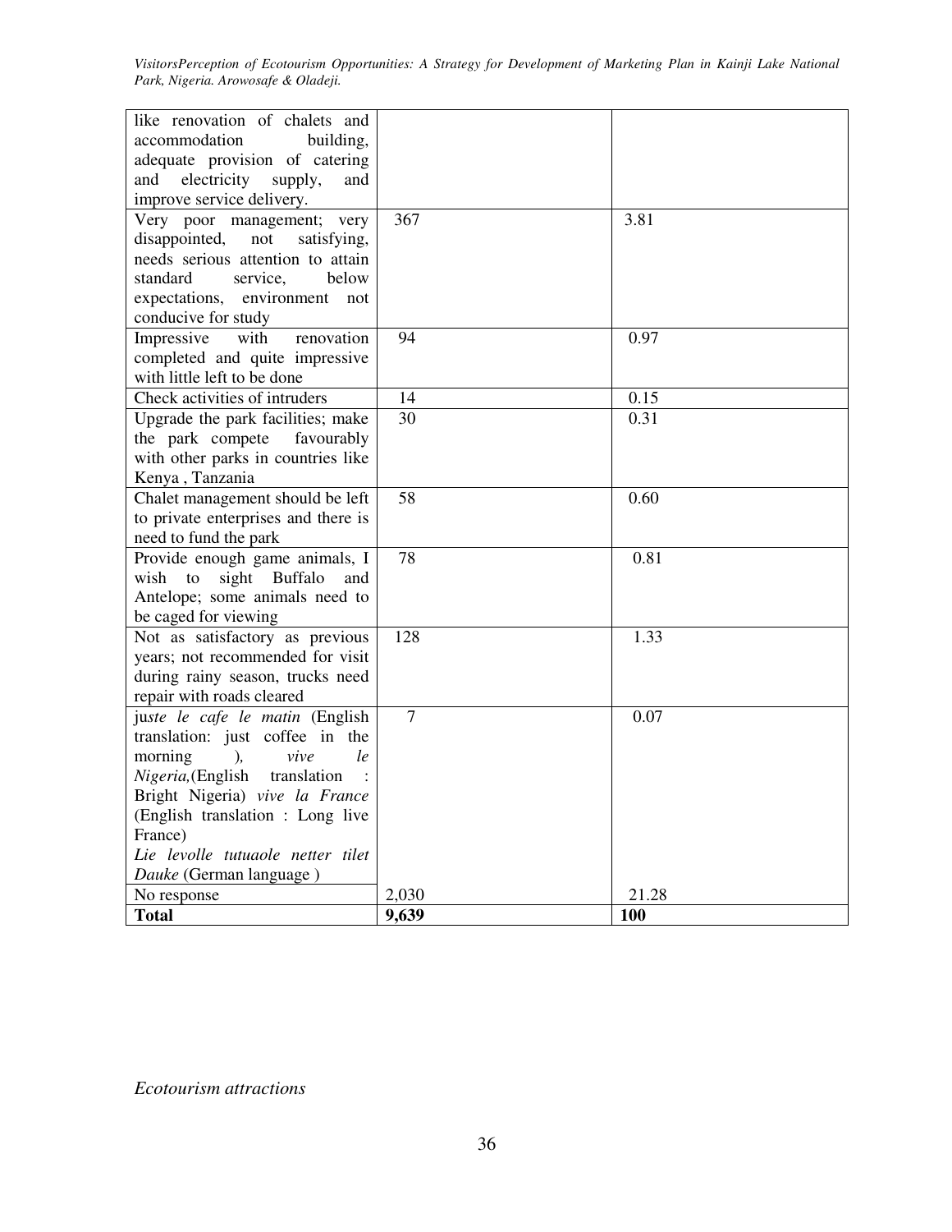| | | |
|---|---|---|
| like renovation of chalets and accommodation building, adequate provision of catering and electricity supply, and improve service delivery. | | |
| Very poor management; very disappointed, not satisfying, needs serious attention to attain standard service, below expectations, environment not conducive for study | 367 | 3.81 |
| Impressive with renovation completed and quite impressive with little left to be done | 94 | 0.97 |
| Check activities of intruders | 14 | 0.15 |
| Upgrade the park facilities; make the park compete favourably with other parks in countries like Kenya , Tanzania | 30 | 0.31 |
| Chalet management should be left to private enterprises and there is need to fund the park | 58 | 0.60 |
| Provide enough game animals, I wish to sight Buffalo and Antelope; some animals need to be caged for viewing | 78 | 0.81 |
| Not as satisfactory as previous years; not recommended for visit during rainy season, trucks need repair with roads cleared | 128 | 1.33 |
| ju*ste le cafe le matin* (English translation: just coffee in the morning ), *vive le Nigeria,*(English translation : Bright Nigeria) *vive la France* (English translation : Long live France) *Lie levolle tutuaole netter tilet Dauke* (German language ) | 7 | 0.07 |
| No response | 2,030 | 21.28 |
| **Total** | **9,639** | **100** |

*Ecotourism attractions*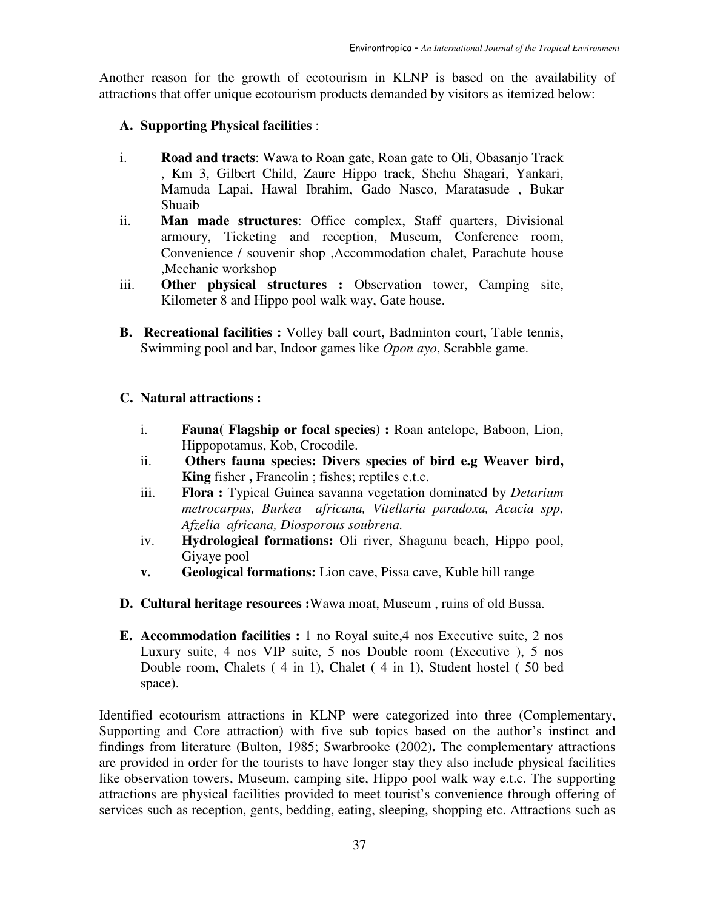Another reason for the growth of ecotourism in KLNP is based on the availability of attractions that offer unique ecotourism products demanded by visitors as itemized below:

**A. Supporting Physical facilities** :

i. **Road and tracts**: Wawa to Roan gate, Roan gate to Oli, Obasanjo Track , Km 3, Gilbert Child, Zaure Hippo track, Shehu Shagari, Yankari, Mamuda Lapai, Hawal Ibrahim, Gado Nasco, Maratasude , Bukar Shuaib

ii. **Man made structures**: Office complex, Staff quarters, Divisional armoury, Ticketing and reception, Museum, Conference room, Convenience / souvenir shop ,Accommodation chalet, Parachute house ,Mechanic workshop

iii. **Other physical structures :** Observation tower, Camping site, Kilometer 8 and Hippo pool walk way, Gate house.

**B. Recreational facilities :** Volley ball court, Badminton court, Table tennis, Swimming pool and bar, Indoor games like *Opon ayo*, Scrabble game.

**C. Natural attractions :**

i. **Fauna( Flagship or focal species) :** Roan antelope, Baboon, Lion, Hippopotamus, Kob, Crocodile.

ii. **Others fauna species: Divers species of bird e.g Weaver bird, King** fisher **,** Francolin ; fishes; reptiles e.t.c.

iii. **Flora :** Typical Guinea savanna vegetation dominated by *Detarium metrocarpus, Burkea africana, Vitellaria paradoxa, Acacia spp, Afzelia africana, Diosporous soubrena.*

iv. **Hydrological formations:** Oli river, Shagunu beach, Hippo pool, Giyaye pool

**v. Geological formations:** Lion cave, Pissa cave, Kuble hill range

**D. Cultural heritage resources :**Wawa moat, Museum , ruins of old Bussa.

**E. Accommodation facilities :** 1 no Royal suite,4 nos Executive suite, 2 nos Luxury suite, 4 nos VIP suite, 5 nos Double room (Executive ), 5 nos Double room, Chalets ( 4 in 1), Chalet ( 4 in 1), Student hostel ( 50 bed space).

Identified ecotourism attractions in KLNP were categorized into three (Complementary, Supporting and Core attraction) with five sub topics based on the author's instinct and findings from literature (Bulton, 1985; Swarbrooke (2002)**.** The complementary attractions are provided in order for the tourists to have longer stay they also include physical facilities like observation towers, Museum, camping site, Hippo pool walk way e.t.c. The supporting attractions are physical facilities provided to meet tourist's convenience through offering of services such as reception, gents, bedding, eating, sleeping, shopping etc. Attractions such as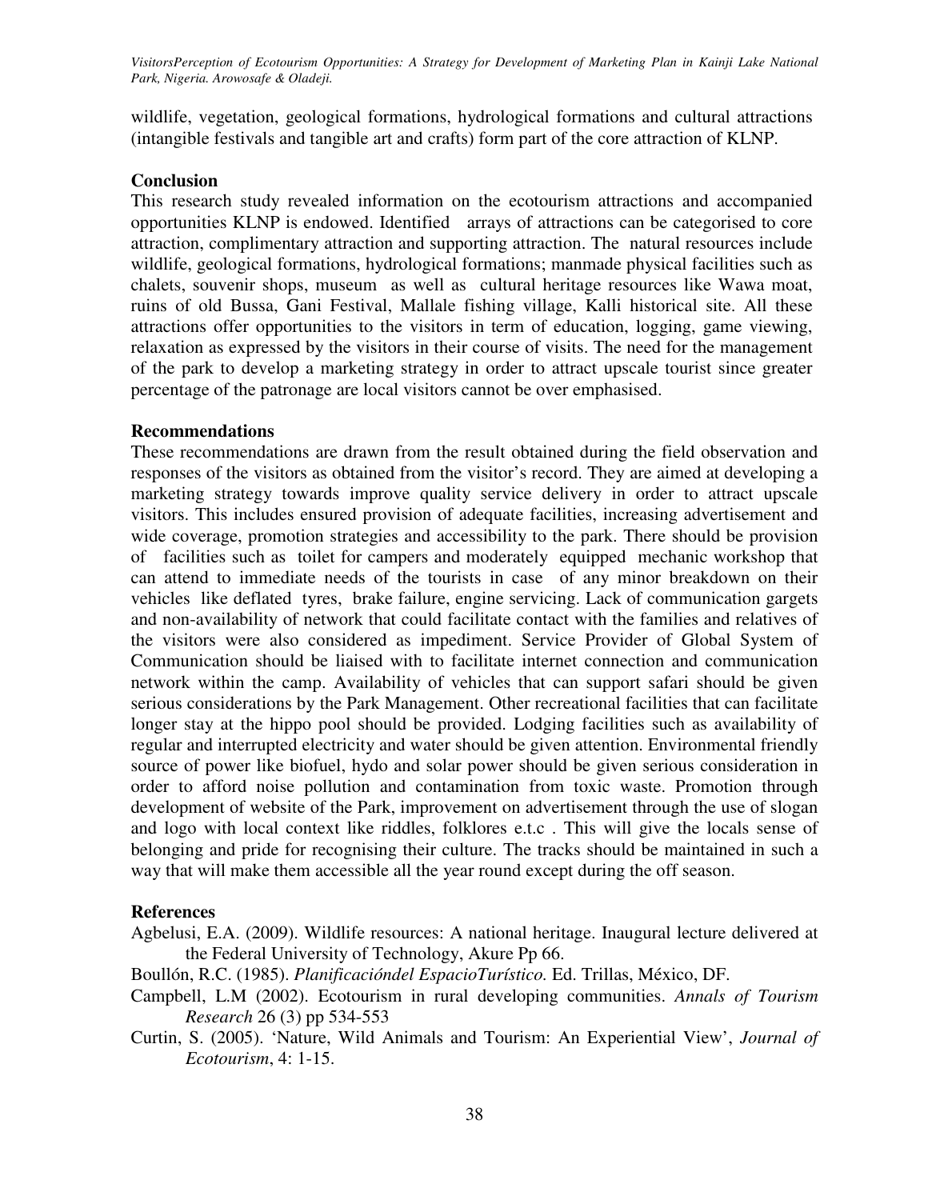wildlife, vegetation, geological formations, hydrological formations and cultural attractions (intangible festivals and tangible art and crafts) form part of the core attraction of KLNP.

## Conclusion

This research study revealed information on the ecotourism attractions and accompanied opportunities KLNP is endowed. Identified arrays of attractions can be categorised to core attraction, complimentary attraction and supporting attraction. The natural resources include wildlife, geological formations, hydrological formations; manmade physical facilities such as chalets, souvenir shops, museum as well as cultural heritage resources like Wawa moat, ruins of old Bussa, Gani Festival, Mallale fishing village, Kalli historical site. All these attractions offer opportunities to the visitors in term of education, logging, game viewing, relaxation as expressed by the visitors in their course of visits. The need for the management of the park to develop a marketing strategy in order to attract upscale tourist since greater percentage of the patronage are local visitors cannot be over emphasised.

## Recommendations

These recommendations are drawn from the result obtained during the field observation and responses of the visitors as obtained from the visitor's record. They are aimed at developing a marketing strategy towards improve quality service delivery in order to attract upscale visitors. This includes ensured provision of adequate facilities, increasing advertisement and wide coverage, promotion strategies and accessibility to the park. There should be provision of facilities such as toilet for campers and moderately equipped mechanic workshop that can attend to immediate needs of the tourists in case of any minor breakdown on their vehicles like deflated tyres, brake failure, engine servicing. Lack of communication gargets and non-availability of network that could facilitate contact with the families and relatives of the visitors were also considered as impediment. Service Provider of Global System of Communication should be liaised with to facilitate internet connection and communication network within the camp. Availability of vehicles that can support safari should be given serious considerations by the Park Management. Other recreational facilities that can facilitate longer stay at the hippo pool should be provided. Lodging facilities such as availability of regular and interrupted electricity and water should be given attention. Environmental friendly source of power like biofuel, hydo and solar power should be given serious consideration in order to afford noise pollution and contamination from toxic waste. Promotion through development of website of the Park, improvement on advertisement through the use of slogan and logo with local context like riddles, folklores e.t.c . This will give the locals sense of belonging and pride for recognising their culture. The tracks should be maintained in such a way that will make them accessible all the year round except during the off season.

## References

Agbelusi, E.A. (2009). Wildlife resources: A national heritage. Inaugural lecture delivered at the Federal University of Technology, Akure Pp 66.

Boullón, R.C. (1985). *Planificacióndel EspacioTurístico.* Ed. Trillas, México, DF.

Campbell, L.M (2002). Ecotourism in rural developing communities. *Annals of Tourism Research* 26 (3) pp 534-553

Curtin, S. (2005). 'Nature, Wild Animals and Tourism: An Experiential View', *Journal of Ecotourism*, 4: 1-15.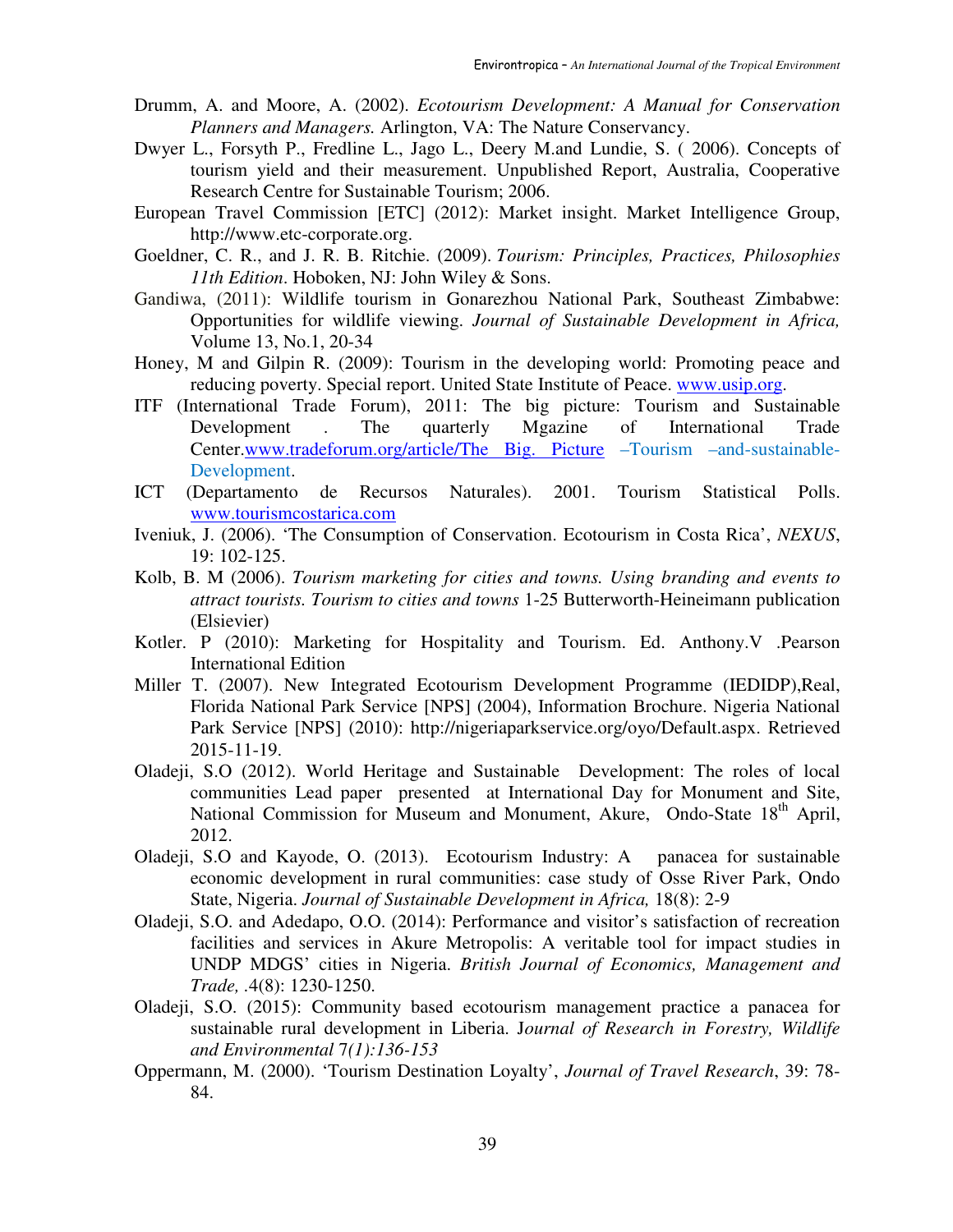Drumm, A. and Moore, A. (2002). *Ecotourism Development: A Manual for Conservation Planners and Managers.* Arlington, VA: The Nature Conservancy.

Dwyer L., Forsyth P., Fredline L., Jago L., Deery M.and Lundie, S. ( 2006). Concepts of tourism yield and their measurement. Unpublished Report, Australia, Cooperative Research Centre for Sustainable Tourism; 2006.

European Travel Commission [ETC] (2012): Market insight. Market Intelligence Group, http://www.etc-corporate.org.

Goeldner, C. R., and J. R. B. Ritchie. (2009). *Tourism: Principles, Practices, Philosophies 11th Edition*. Hoboken, NJ: John Wiley & Sons.

Gandiwa, (2011): Wildlife tourism in Gonarezhou National Park, Southeast Zimbabwe: Opportunities for wildlife viewing. *Journal of Sustainable Development in Africa,* Volume 13, No.1, 20-34

Honey, M and Gilpin R. (2009): Tourism in the developing world: Promoting peace and reducing poverty. Special report. United State Institute of Peace. www.usip.org.

ITF (International Trade Forum), 2011: The big picture: Tourism and Sustainable Development . The quarterly Mgazine of International Trade Center.www.tradeforum.org/article/The Big. Picture –Tourism –and-sustainable-Development.

ICT (Departamento de Recursos Naturales). 2001. Tourism Statistical Polls. www.tourismcostarica.com

Iveniuk, J. (2006). 'The Consumption of Conservation. Ecotourism in Costa Rica', *NEXUS*, 19: 102-125.

Kolb, B. M (2006). *Tourism marketing for cities and towns. Using branding and events to attract tourists. Tourism to cities and towns* 1-25 Butterworth-Heineimann publication (Elsievier)

Kotler. P (2010): Marketing for Hospitality and Tourism. Ed. Anthony.V .Pearson International Edition

Miller T. (2007). New Integrated Ecotourism Development Programme (IEDIDP),Real, Florida National Park Service [NPS] (2004), Information Brochure. Nigeria National Park Service [NPS] (2010): http://nigeriaparkservice.org/oyo/Default.aspx. Retrieved 2015-11-19.

Oladeji, S.O (2012). World Heritage and Sustainable Development: The roles of local communities Lead paper presented at International Day for Monument and Site, National Commission for Museum and Monument, Akure, Ondo-State 18th April, 2012.

Oladeji, S.O and Kayode, O. (2013). Ecotourism Industry: A panacea for sustainable economic development in rural communities: case study of Osse River Park, Ondo State, Nigeria. *Journal of Sustainable Development in Africa,* 18(8): 2-9

Oladeji, S.O. and Adedapo, O.O. (2014): Performance and visitor's satisfaction of recreation facilities and services in Akure Metropolis: A veritable tool for impact studies in UNDP MDGS' cities in Nigeria. *British Journal of Economics, Management and Trade,* .4(8): 1230-1250.

Oladeji, S.O. (2015): Community based ecotourism management practice a panacea for sustainable rural development in Liberia. J*ournal of Research in Forestry, Wildlife and Environmental* 7*(1):136-153*

Oppermann, M. (2000). 'Tourism Destination Loyalty', *Journal of Travel Research*, 39: 78-84.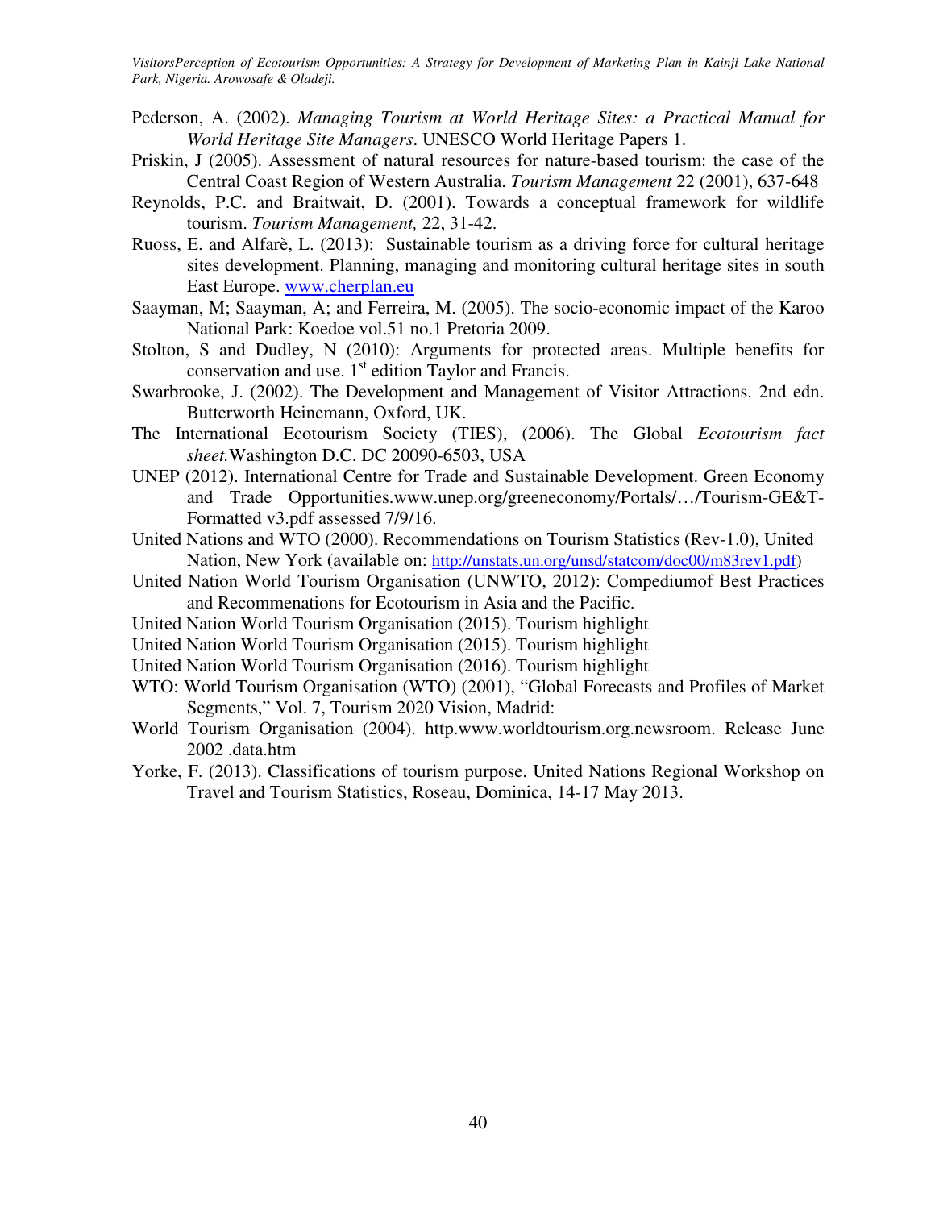Pederson, A. (2002). *Managing Tourism at World Heritage Sites: a Practical Manual for World Heritage Site Managers*. UNESCO World Heritage Papers 1.

Priskin, J (2005). Assessment of natural resources for nature-based tourism: the case of the Central Coast Region of Western Australia. *Tourism Management* 22 (2001), 637-648

Reynolds, P.C. and Braitwait, D. (2001). Towards a conceptual framework for wildlife tourism. *Tourism Management,* 22, 31-42.

Ruoss, E. and Alfarè, L. (2013): Sustainable tourism as a driving force for cultural heritage sites development. Planning, managing and monitoring cultural heritage sites in south East Europe. www.cherplan.eu

Saayman, M; Saayman, A; and Ferreira, M. (2005). The socio-economic impact of the Karoo National Park: Koedoe vol.51 no.1 Pretoria 2009.

Stolton, S and Dudley, N (2010): Arguments for protected areas. Multiple benefits for conservation and use. 1st edition Taylor and Francis.

Swarbrooke, J. (2002). The Development and Management of Visitor Attractions. 2nd edn. Butterworth Heinemann, Oxford, UK.

The International Ecotourism Society (TIES), (2006). The Global *Ecotourism fact sheet.*Washington D.C. DC 20090-6503, USA

UNEP (2012). International Centre for Trade and Sustainable Development. Green Economy and Trade Opportunities.www.unep.org/greeneconomy/Portals/…/Tourism-GE&T-Formatted v3.pdf assessed 7/9/16.

United Nations and WTO (2000). Recommendations on Tourism Statistics (Rev-1.0), United Nation, New York (available on: http://unstats.un.org/unsd/statcom/doc00/m83rev1.pdf)

United Nation World Tourism Organisation (UNWTO, 2012): Compediumof Best Practices and Recommenations for Ecotourism in Asia and the Pacific.

United Nation World Tourism Organisation (2015). Tourism highlight

United Nation World Tourism Organisation (2015). Tourism highlight

United Nation World Tourism Organisation (2016). Tourism highlight

WTO: World Tourism Organisation (WTO) (2001), "Global Forecasts and Profiles of Market Segments," Vol. 7, Tourism 2020 Vision, Madrid:

World Tourism Organisation (2004). http.www.worldtourism.org.newsroom. Release June 2002 .data.htm

Yorke, F. (2013). Classifications of tourism purpose. United Nations Regional Workshop on Travel and Tourism Statistics, Roseau, Dominica, 14-17 May 2013.